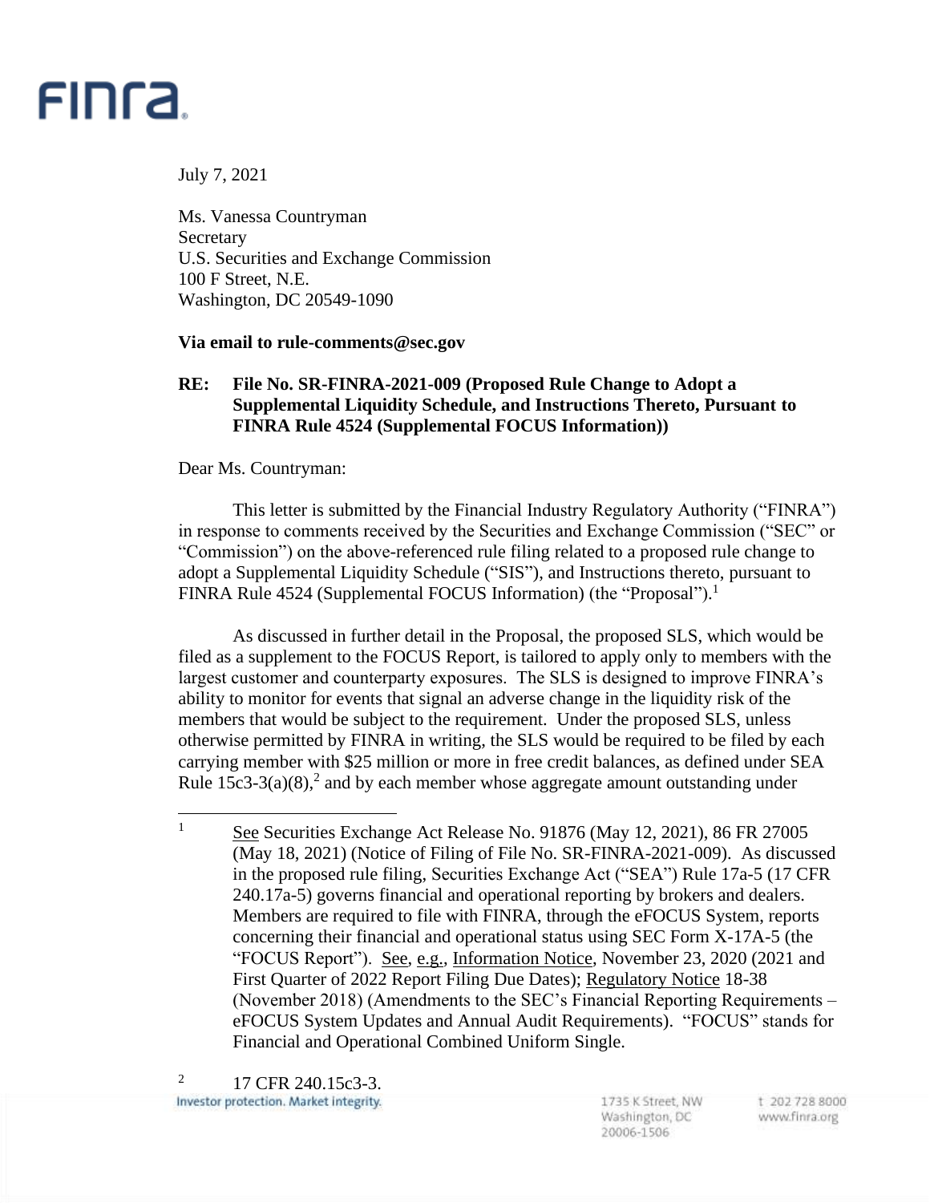FINRA

July 7, 2021

Ms. Vanessa Countryman
Secretary
U.S. Securities and Exchange Commission
100 F Street, N.E.
Washington, DC 20549-1090

**Via email to rule-comments@sec.gov**

**RE: File No. SR-FINRA-2021-009 (Proposed Rule Change to Adopt a Supplemental Liquidity Schedule, and Instructions Thereto, Pursuant to FINRA Rule 4524 (Supplemental FOCUS Information))**

Dear Ms. Countryman:

This letter is submitted by the Financial Industry Regulatory Authority ("FINRA") in response to comments received by the Securities and Exchange Commission ("SEC" or "Commission") on the above-referenced rule filing related to a proposed rule change to adopt a Supplemental Liquidity Schedule ("SIS"), and Instructions thereto, pursuant to FINRA Rule 4524 (Supplemental FOCUS Information) (the "Proposal").[1]

As discussed in further detail in the Proposal, the proposed SLS, which would be filed as a supplement to the FOCUS Report, is tailored to apply only to members with the largest customer and counterparty exposures. The SLS is designed to improve FINRA's ability to monitor for events that signal an adverse change in the liquidity risk of the members that would be subject to the requirement. Under the proposed SLS, unless otherwise permitted by FINRA in writing, the SLS would be required to be filed by each carrying member with $25 million or more in free credit balances, as defined under SEA Rule 15c3-3(a)(8),[2] and by each member whose aggregate amount outstanding under

[1] See Securities Exchange Act Release No. 91876 (May 12, 2021), 86 FR 27005 (May 18, 2021) (Notice of Filing of File No. SR-FINRA-2021-009). As discussed in the proposed rule filing, Securities Exchange Act ("SEA") Rule 17a-5 (17 CFR 240.17a-5) governs financial and operational reporting by brokers and dealers. Members are required to file with FINRA, through the eFOCUS System, reports concerning their financial and operational status using SEC Form X-17A-5 (the "FOCUS Report"). See, e.g., Information Notice, November 23, 2020 (2021 and First Quarter of 2022 Report Filing Due Dates); Regulatory Notice 18-38 (November 2018) (Amendments to the SEC's Financial Reporting Requirements – eFOCUS System Updates and Annual Audit Requirements). "FOCUS" stands for Financial and Operational Combined Uniform Single.

[2] 17 CFR 240.15c3-3.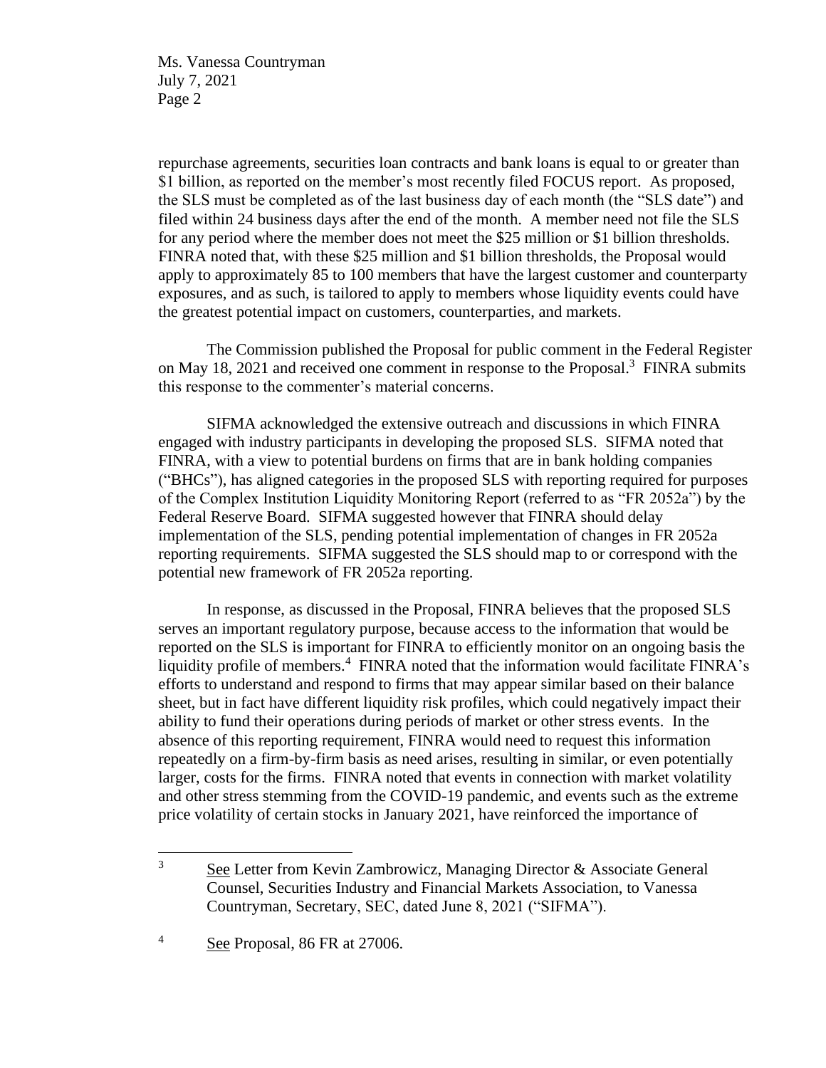repurchase agreements, securities loan contracts and bank loans is equal to or greater than $1 billion, as reported on the member's most recently filed FOCUS report. As proposed, the SLS must be completed as of the last business day of each month (the "SLS date") and filed within 24 business days after the end of the month. A member need not file the SLS for any period where the member does not meet the $25 million or $1 billion thresholds. FINRA noted that, with these $25 million and $1 billion thresholds, the Proposal would apply to approximately 85 to 100 members that have the largest customer and counterparty exposures, and as such, is tailored to apply to members whose liquidity events could have the greatest potential impact on customers, counterparties, and markets.

The Commission published the Proposal for public comment in the Federal Register on May 18, 2021 and received one comment in response to the Proposal.[3] FINRA submits this response to the commenter's material concerns.

SIFMA acknowledged the extensive outreach and discussions in which FINRA engaged with industry participants in developing the proposed SLS. SIFMA noted that FINRA, with a view to potential burdens on firms that are in bank holding companies ("BHCs"), has aligned categories in the proposed SLS with reporting required for purposes of the Complex Institution Liquidity Monitoring Report (referred to as "FR 2052a") by the Federal Reserve Board. SIFMA suggested however that FINRA should delay implementation of the SLS, pending potential implementation of changes in FR 2052a reporting requirements. SIFMA suggested the SLS should map to or correspond with the potential new framework of FR 2052a reporting.

In response, as discussed in the Proposal, FINRA believes that the proposed SLS serves an important regulatory purpose, because access to the information that would be reported on the SLS is important for FINRA to efficiently monitor on an ongoing basis the liquidity profile of members.[4] FINRA noted that the information would facilitate FINRA's efforts to understand and respond to firms that may appear similar based on their balance sheet, but in fact have different liquidity risk profiles, which could negatively impact their ability to fund their operations during periods of market or other stress events. In the absence of this reporting requirement, FINRA would need to request this information repeatedly on a firm-by-firm basis as need arises, resulting in similar, or even potentially larger, costs for the firms. FINRA noted that events in connection with market volatility and other stress stemming from the COVID-19 pandemic, and events such as the extreme price volatility of certain stocks in January 2021, have reinforced the importance of

---

[3] See Letter from Kevin Zambrowicz, Managing Director & Associate General Counsel, Securities Industry and Financial Markets Association, to Vanessa Countryman, Secretary, SEC, dated June 8, 2021 ("SIFMA").

[4] See Proposal, 86 FR at 27006.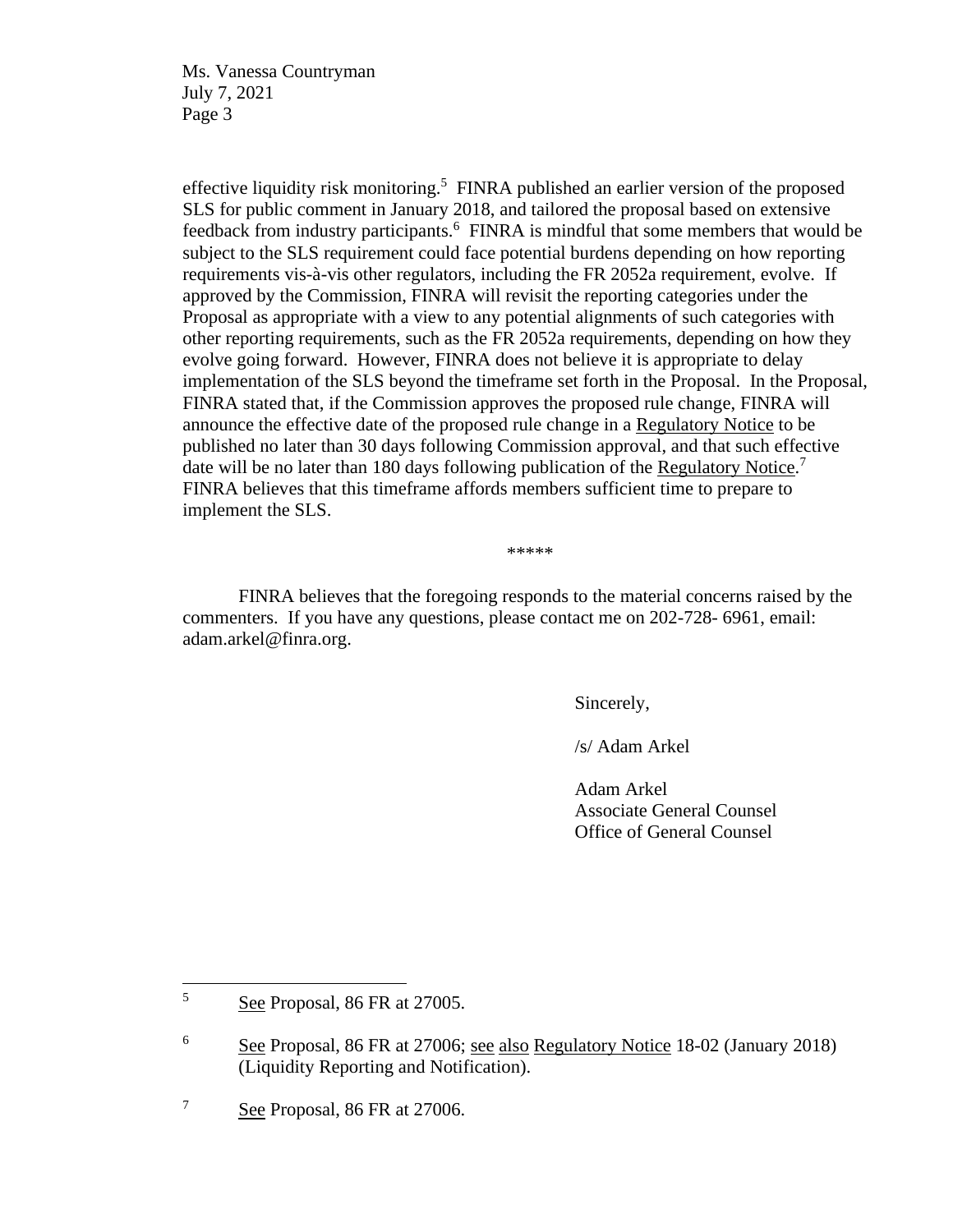effective liquidity risk monitoring.[5] FINRA published an earlier version of the proposed SLS for public comment in January 2018, and tailored the proposal based on extensive feedback from industry participants.[6] FINRA is mindful that some members that would be subject to the SLS requirement could face potential burdens depending on how reporting requirements vis-à-vis other regulators, including the FR 2052a requirement, evolve. If approved by the Commission, FINRA will revisit the reporting categories under the Proposal as appropriate with a view to any potential alignments of such categories with other reporting requirements, such as the FR 2052a requirements, depending on how they evolve going forward. However, FINRA does not believe it is appropriate to delay implementation of the SLS beyond the timeframe set forth in the Proposal. In the Proposal, FINRA stated that, if the Commission approves the proposed rule change, FINRA will announce the effective date of the proposed rule change in a Regulatory Notice to be published no later than 30 days following Commission approval, and that such effective date will be no later than 180 days following publication of the Regulatory Notice.[7] FINRA believes that this timeframe affords members sufficient time to prepare to implement the SLS.

*****

FINRA believes that the foregoing responds to the material concerns raised by the commenters. If you have any questions, please contact me on 202-728- 6961, email: adam.arkel@finra.org.

Sincerely,

/s/ Adam Arkel

Adam Arkel
Associate General Counsel
Office of General Counsel

---

[5] See Proposal, 86 FR at 27005.

[6] See Proposal, 86 FR at 27006; see also Regulatory Notice 18-02 (January 2018) (Liquidity Reporting and Notification).

[7] See Proposal, 86 FR at 27006.